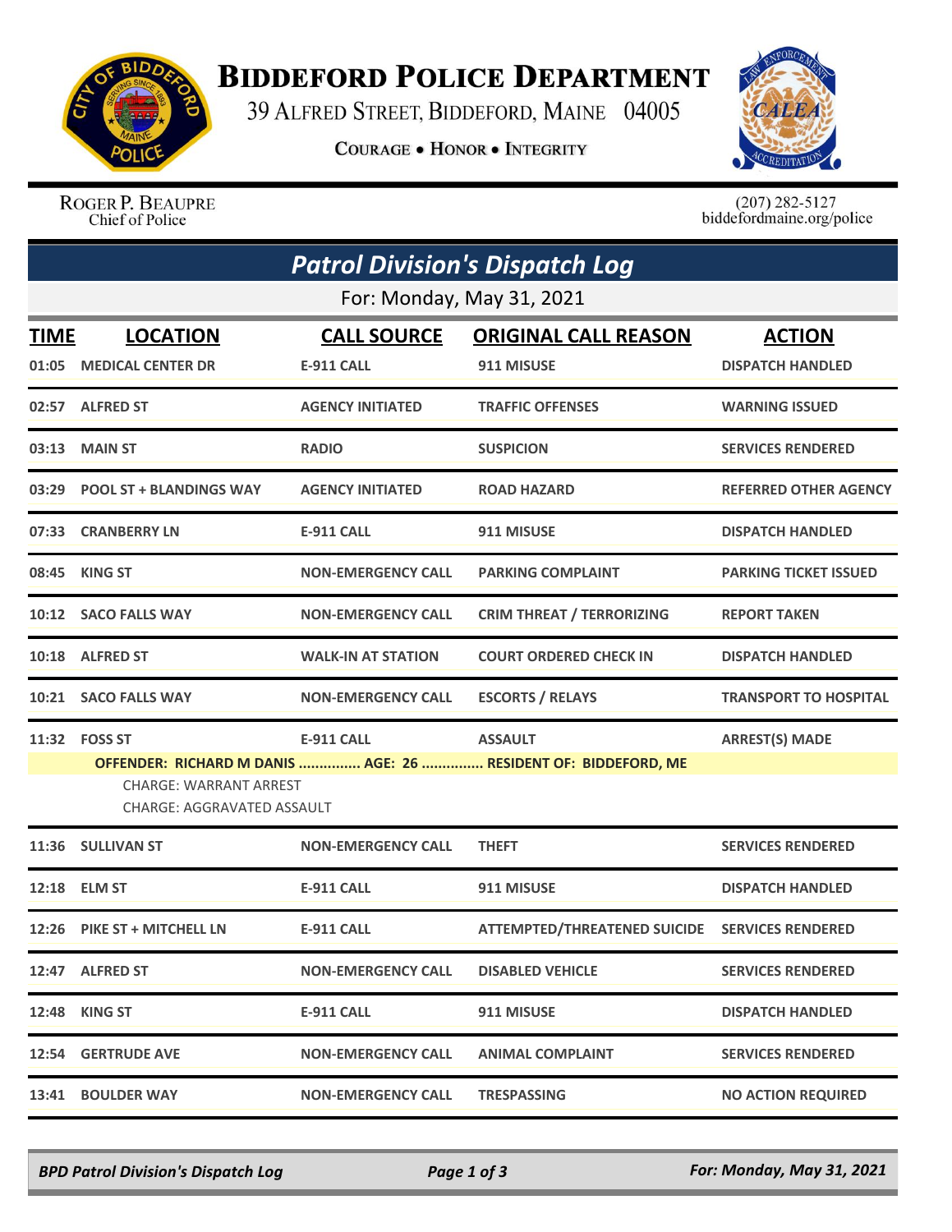# Biddeford Police Department

39 Alfred Street, Biddeford, Maine 04005

**Courage • Honor • Integrity**

Roger P. Beaupre
Chief of Police

(207) 282-5127
biddefordmaine.org/police

## Patrol Division's Dispatch Log

For: Monday, May 31, 2021

| TIME | LOCATION | CALL SOURCE | ORIGINAL CALL REASON | ACTION |
|---|---|---|---|---|
| 01:05 | MEDICAL CENTER DR | E-911 CALL | 911 MISUSE | DISPATCH HANDLED |
| 02:57 | ALFRED ST | AGENCY INITIATED | TRAFFIC OFFENSES | WARNING ISSUED |
| 03:13 | MAIN ST | RADIO | SUSPICION | SERVICES RENDERED |
| 03:29 | POOL ST + BLANDINGS WAY | AGENCY INITIATED | ROAD HAZARD | REFERRED OTHER AGENCY |
| 07:33 | CRANBERRY LN | E-911 CALL | 911 MISUSE | DISPATCH HANDLED |
| 08:45 | KING ST | NON-EMERGENCY CALL | PARKING COMPLAINT | PARKING TICKET ISSUED |
| 10:12 | SACO FALLS WAY | NON-EMERGENCY CALL | CRIM THREAT / TERRORIZING | REPORT TAKEN |
| 10:18 | ALFRED ST | WALK-IN AT STATION | COURT ORDERED CHECK IN | DISPATCH HANDLED |
| 10:21 | SACO FALLS WAY | NON-EMERGENCY CALL | ESCORTS / RELAYS | TRANSPORT TO HOSPITAL |
| 11:32 | FOSS ST | E-911 CALL | ASSAULT | ARREST(S) MADE |
| | OFFENDER: RICHARD M DANIS ............... AGE: 26 ............... RESIDENT OF: BIDDEFORD, ME<br>CHARGE: WARRANT ARREST<br>CHARGE: AGGRAVATED ASSAULT | | | |
| 11:36 | SULLIVAN ST | NON-EMERGENCY CALL | THEFT | SERVICES RENDERED |
| 12:18 | ELM ST | E-911 CALL | 911 MISUSE | DISPATCH HANDLED |
| 12:26 | PIKE ST + MITCHELL LN | E-911 CALL | ATTEMPTED/THREATENED SUICIDE | SERVICES RENDERED |
| 12:47 | ALFRED ST | NON-EMERGENCY CALL | DISABLED VEHICLE | SERVICES RENDERED |
| 12:48 | KING ST | E-911 CALL | 911 MISUSE | DISPATCH HANDLED |
| 12:54 | GERTRUDE AVE | NON-EMERGENCY CALL | ANIMAL COMPLAINT | SERVICES RENDERED |
| 13:41 | BOULDER WAY | NON-EMERGENCY CALL | TRESPASSING | NO ACTION REQUIRED |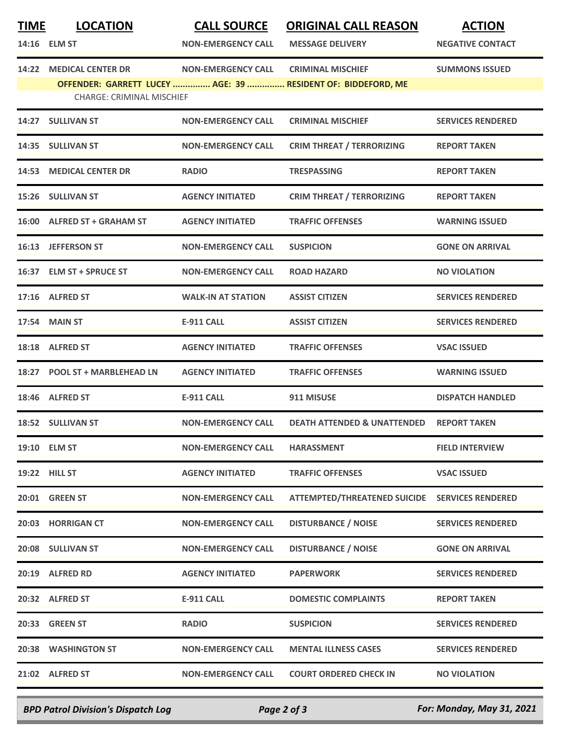| TIME | LOCATION | CALL SOURCE | ORIGINAL CALL REASON | ACTION |
|---|---|---|---|---|
| 14:16 | ELM ST | NON-EMERGENCY CALL | MESSAGE DELIVERY | NEGATIVE CONTACT |
| 14:22 | MEDICAL CENTER DR | NON-EMERGENCY CALL | CRIMINAL MISCHIEF | SUMMONS ISSUED |
| | OFFENDER: GARRETT LUCEY ............... AGE: 39 ............... RESIDENT OF: BIDDEFORD, ME | | | |
| | CHARGE: CRIMINAL MISCHIEF | | | |
| 14:27 | SULLIVAN ST | NON-EMERGENCY CALL | CRIMINAL MISCHIEF | SERVICES RENDERED |
| 14:35 | SULLIVAN ST | NON-EMERGENCY CALL | CRIM THREAT / TERRORIZING | REPORT TAKEN |
| 14:53 | MEDICAL CENTER DR | RADIO | TRESPASSING | REPORT TAKEN |
| 15:26 | SULLIVAN ST | AGENCY INITIATED | CRIM THREAT / TERRORIZING | REPORT TAKEN |
| 16:00 | ALFRED ST + GRAHAM ST | AGENCY INITIATED | TRAFFIC OFFENSES | WARNING ISSUED |
| 16:13 | JEFFERSON ST | NON-EMERGENCY CALL | SUSPICION | GONE ON ARRIVAL |
| 16:37 | ELM ST + SPRUCE ST | NON-EMERGENCY CALL | ROAD HAZARD | NO VIOLATION |
| 17:16 | ALFRED ST | WALK-IN AT STATION | ASSIST CITIZEN | SERVICES RENDERED |
| 17:54 | MAIN ST | E-911 CALL | ASSIST CITIZEN | SERVICES RENDERED |
| 18:18 | ALFRED ST | AGENCY INITIATED | TRAFFIC OFFENSES | VSAC ISSUED |
| 18:27 | POOL ST + MARBLEHEAD LN | AGENCY INITIATED | TRAFFIC OFFENSES | WARNING ISSUED |
| 18:46 | ALFRED ST | E-911 CALL | 911 MISUSE | DISPATCH HANDLED |
| 18:52 | SULLIVAN ST | NON-EMERGENCY CALL | DEATH ATTENDED & UNATTENDED | REPORT TAKEN |
| 19:10 | ELM ST | NON-EMERGENCY CALL | HARASSMENT | FIELD INTERVIEW |
| 19:22 | HILL ST | AGENCY INITIATED | TRAFFIC OFFENSES | VSAC ISSUED |
| 20:01 | GREEN ST | NON-EMERGENCY CALL | ATTEMPTED/THREATENED SUICIDE | SERVICES RENDERED |
| 20:03 | HORRIGAN CT | NON-EMERGENCY CALL | DISTURBANCE / NOISE | SERVICES RENDERED |
| 20:08 | SULLIVAN ST | NON-EMERGENCY CALL | DISTURBANCE / NOISE | GONE ON ARRIVAL |
| 20:19 | ALFRED RD | AGENCY INITIATED | PAPERWORK | SERVICES RENDERED |
| 20:32 | ALFRED ST | E-911 CALL | DOMESTIC COMPLAINTS | REPORT TAKEN |
| 20:33 | GREEN ST | RADIO | SUSPICION | SERVICES RENDERED |
| 20:38 | WASHINGTON ST | NON-EMERGENCY CALL | MENTAL ILLNESS CASES | SERVICES RENDERED |
| 21:02 | ALFRED ST | NON-EMERGENCY CALL | COURT ORDERED CHECK IN | NO VIOLATION |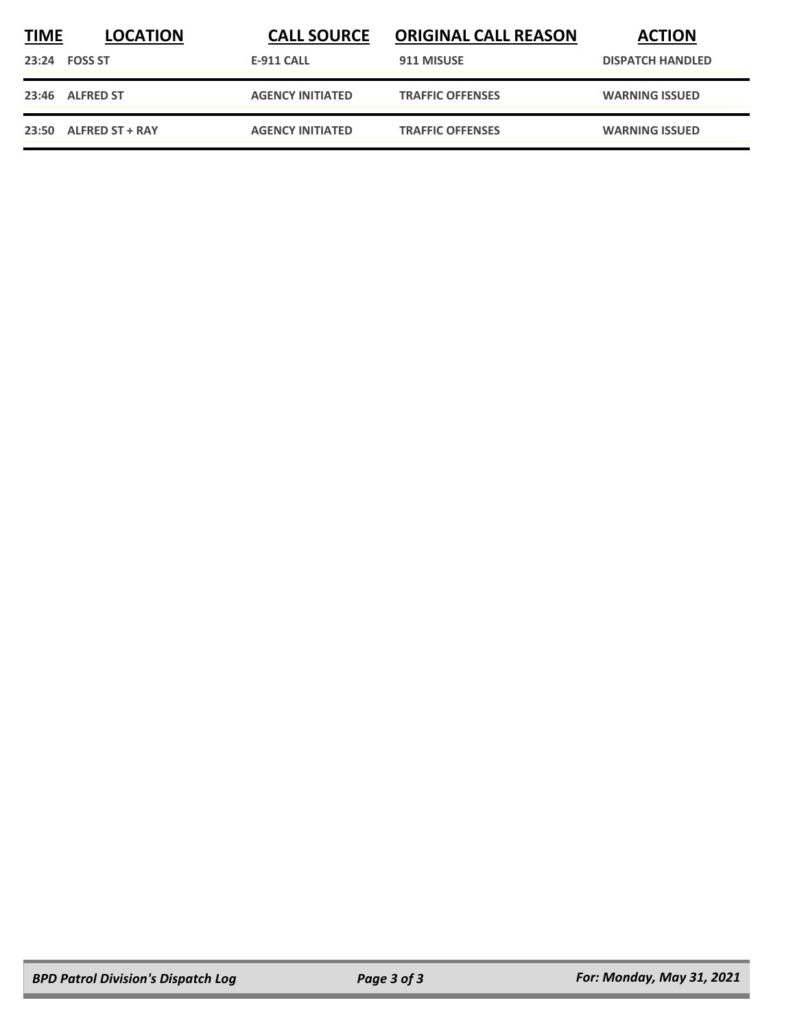| TIME | LOCATION | CALL SOURCE | ORIGINAL CALL REASON | ACTION |
|---|---|---|---|---|
| 23:24 | FOSS ST | E-911 CALL | 911 MISUSE | DISPATCH HANDLED |
| 23:46 | ALFRED ST | AGENCY INITIATED | TRAFFIC OFFENSES | WARNING ISSUED |
| 23:50 | ALFRED ST + RAY | AGENCY INITIATED | TRAFFIC OFFENSES | WARNING ISSUED |